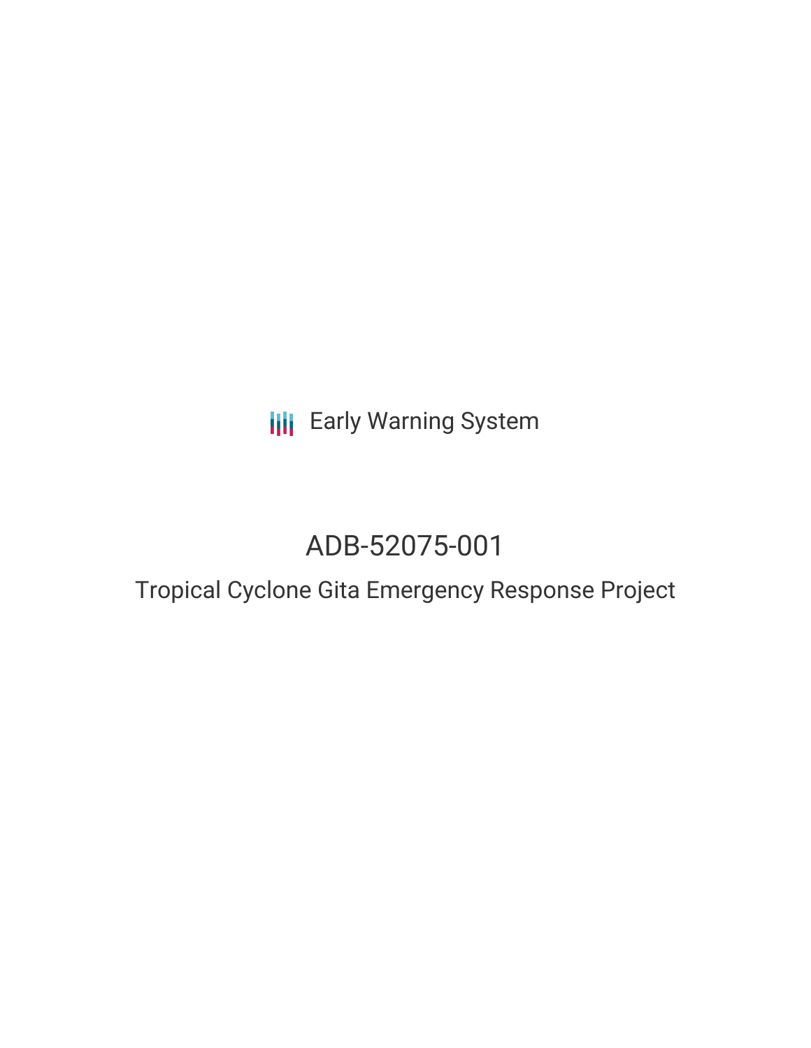Early Warning System

# ADB-52075-001

## Tropical Cyclone Gita Emergency Response Project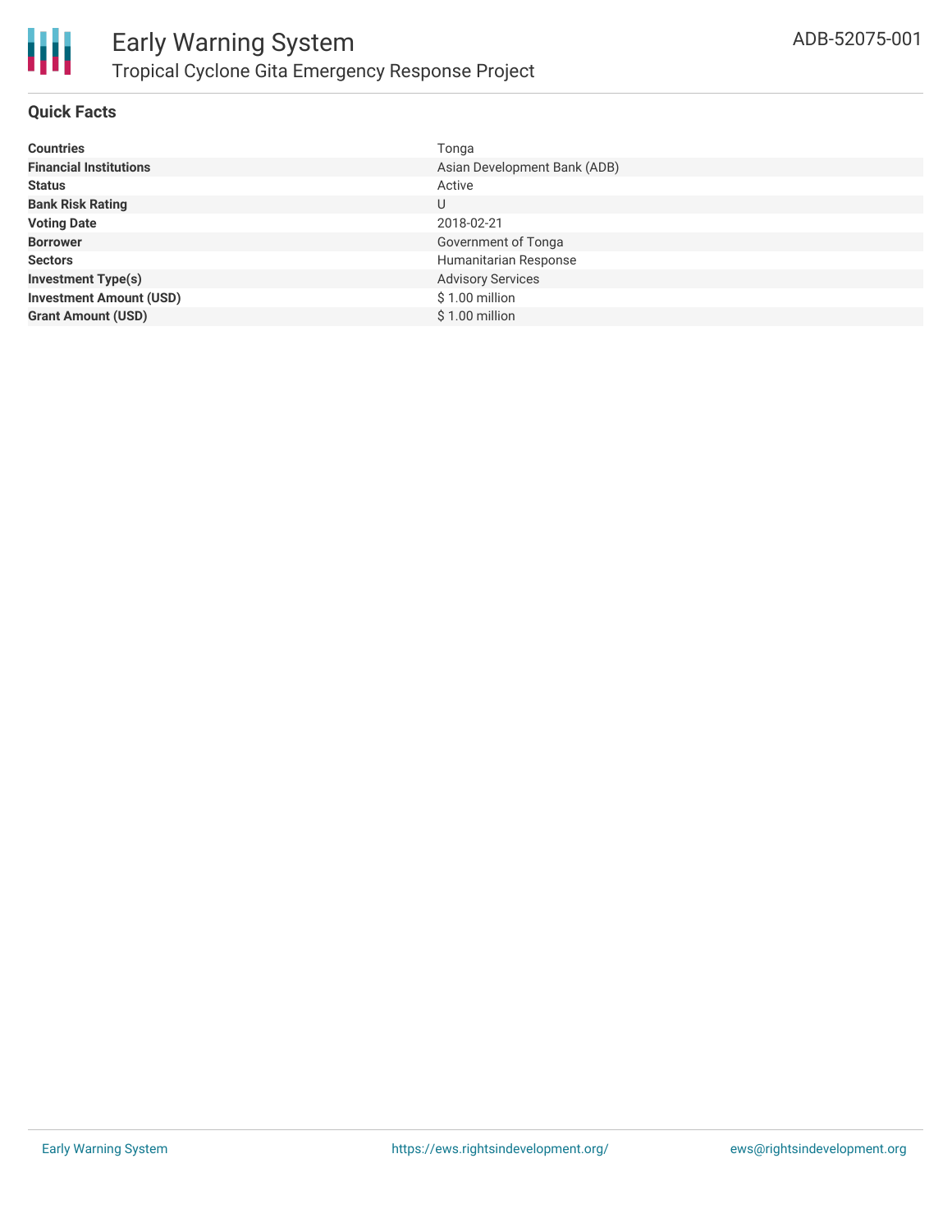# Early Warning System

## Tropical Cyclone Gita Emergency Response Project

ADB-52075-001

### Quick Facts

| | |
|---|---|
| **Countries** | Tonga |
| **Financial Institutions** | Asian Development Bank (ADB) |
| **Status** | Active |
| **Bank Risk Rating** | U |
| **Voting Date** | 2018-02-21 |
| **Borrower** | Government of Tonga |
| **Sectors** | Humanitarian Response |
| **Investment Type(s)** | Advisory Services |
| **Investment Amount (USD)** | $ 1.00 million |
| **Grant Amount (USD)** | $ 1.00 million |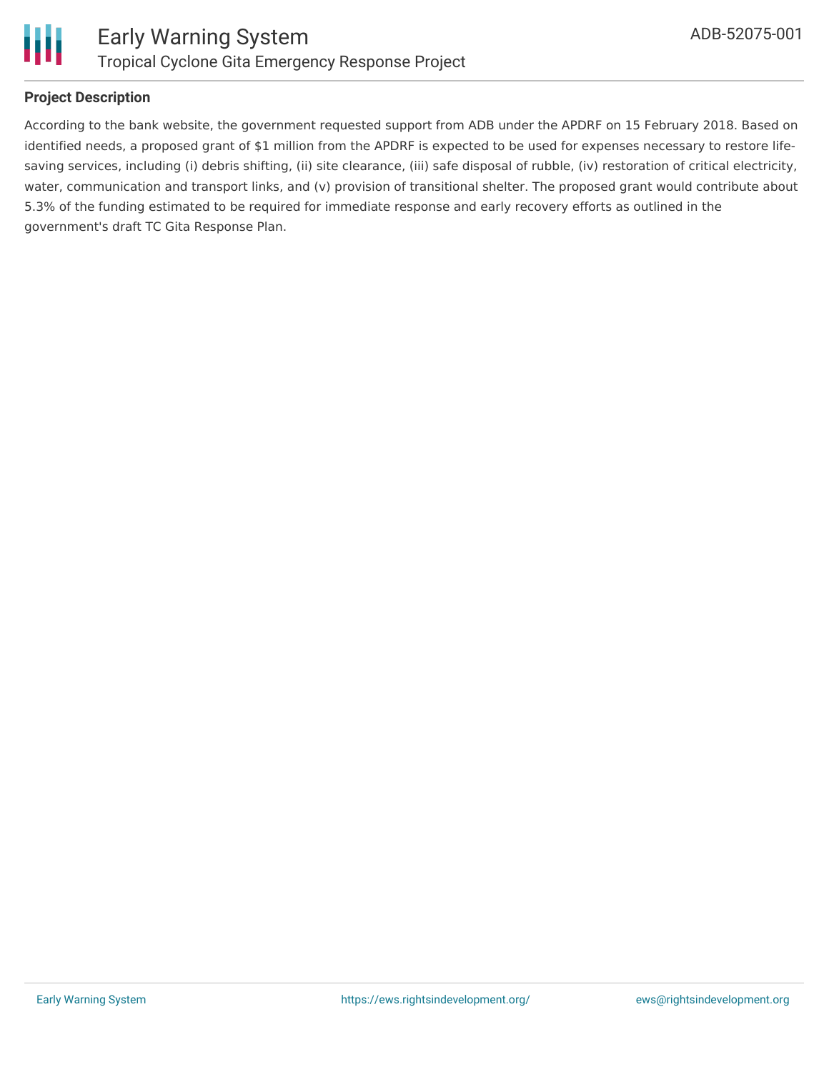**Project Description**

According to the bank website, the government requested support from ADB under the APDRF on 15 February 2018. Based on identified needs, a proposed grant of $1 million from the APDRF is expected to be used for expenses necessary to restore life-saving services, including (i) debris shifting, (ii) site clearance, (iii) safe disposal of rubble, (iv) restoration of critical electricity, water, communication and transport links, and (v) provision of transitional shelter. The proposed grant would contribute about 5.3% of the funding estimated to be required for immediate response and early recovery efforts as outlined in the government's draft TC Gita Response Plan.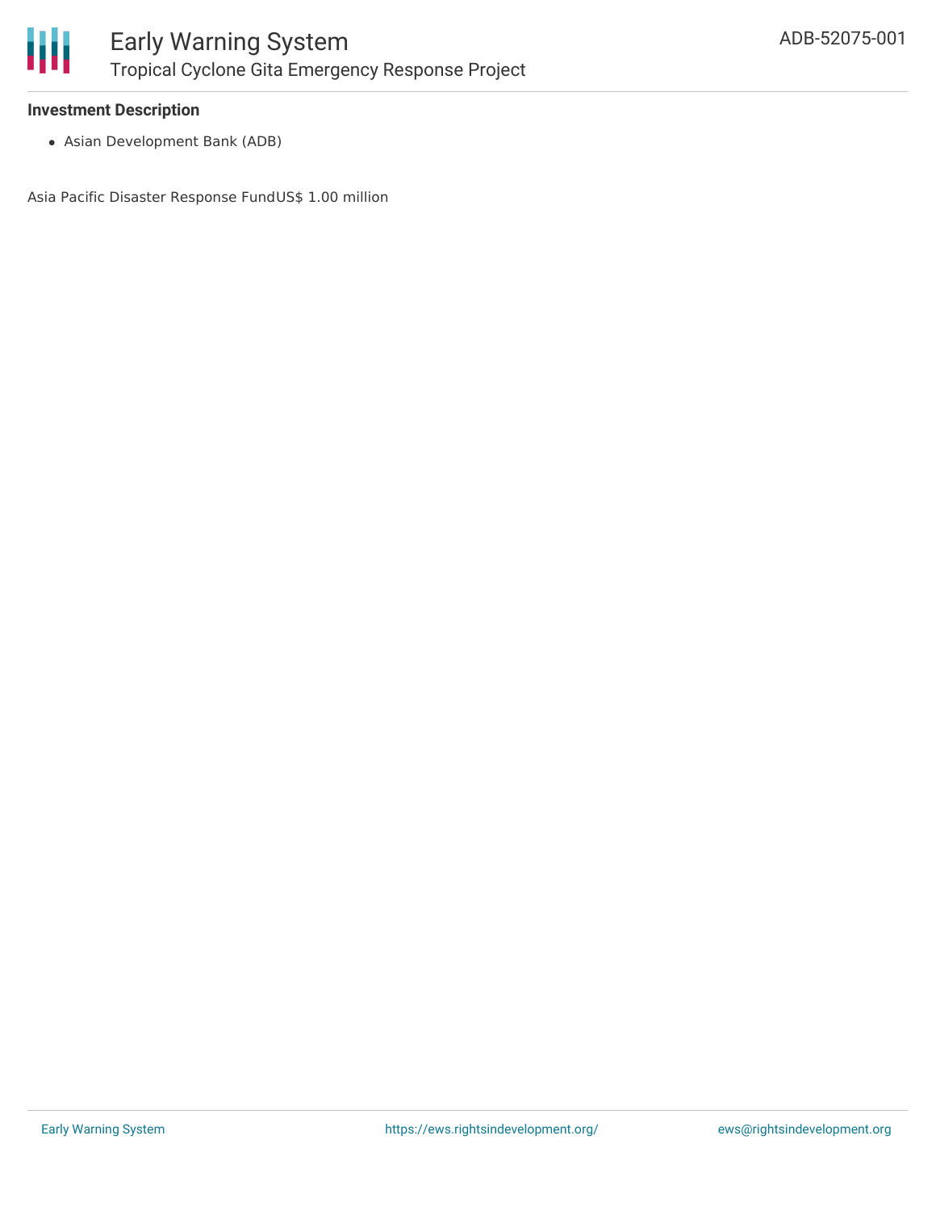### Investment Description

- Asian Development Bank (ADB)

Asia Pacific Disaster Response FundUS$ 1.00 million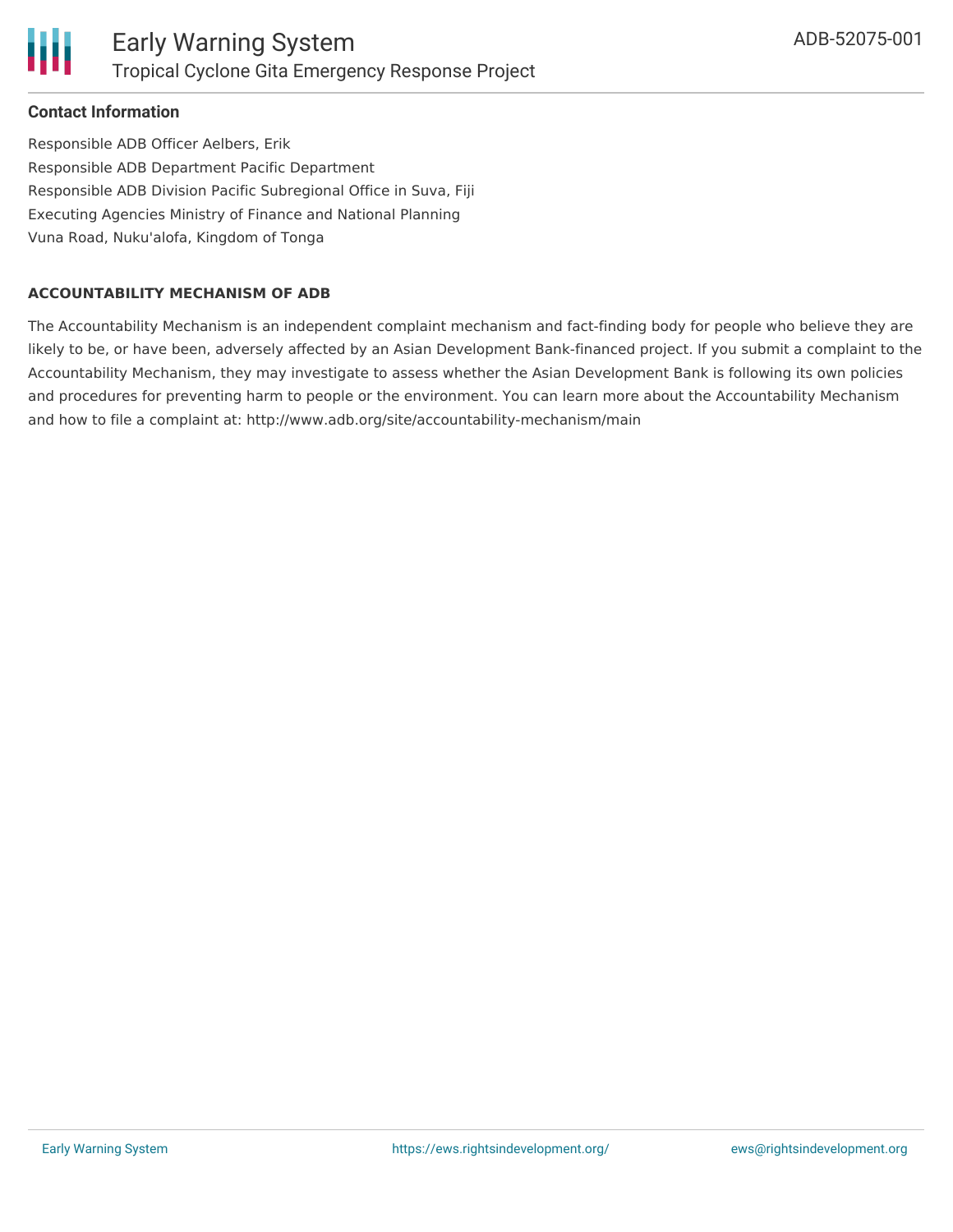**Contact Information**

Responsible ADB Officer Aelbers, Erik
Responsible ADB Department Pacific Department
Responsible ADB Division Pacific Subregional Office in Suva, Fiji
Executing Agencies Ministry of Finance and National Planning
Vuna Road, Nuku'alofa, Kingdom of Tonga

**ACCOUNTABILITY MECHANISM OF ADB**

The Accountability Mechanism is an independent complaint mechanism and fact-finding body for people who believe they are likely to be, or have been, adversely affected by an Asian Development Bank-financed project. If you submit a complaint to the Accountability Mechanism, they may investigate to assess whether the Asian Development Bank is following its own policies and procedures for preventing harm to people or the environment. You can learn more about the Accountability Mechanism and how to file a complaint at: http://www.adb.org/site/accountability-mechanism/main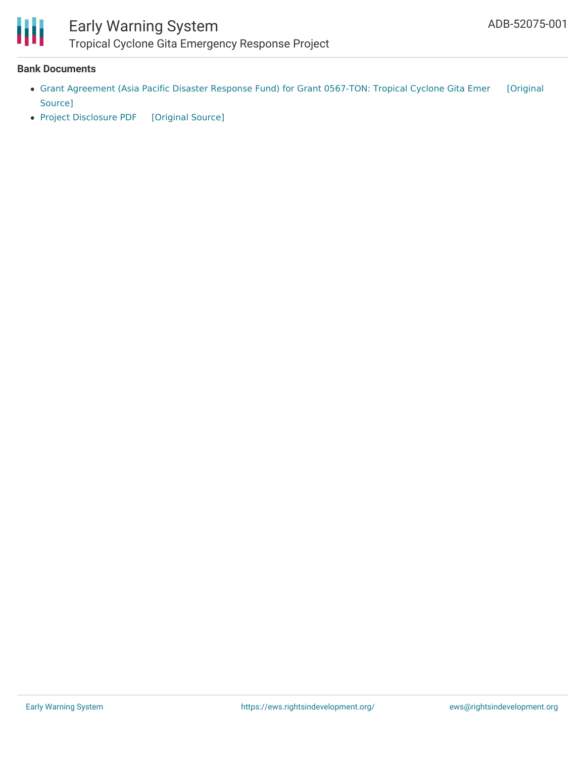**Bank Documents**

- Grant Agreement (Asia Pacific Disaster Response Fund) for Grant 0567-TON: Tropical Cyclone Gita Emer [Original Source]
- Project Disclosure PDF [Original Source]